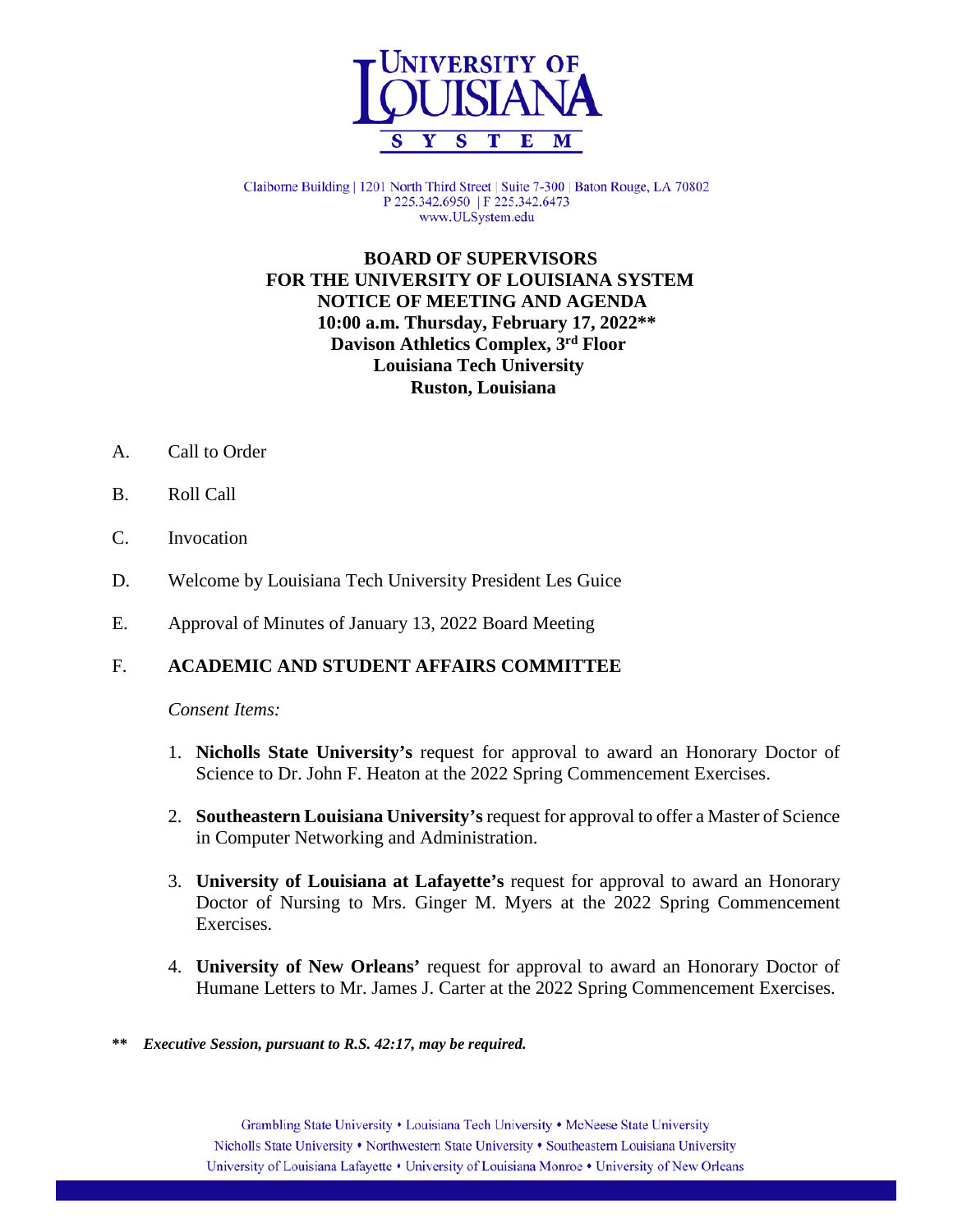UNIVERSITY OF LOUISIANA SYSTEM

Claiborne Building | 1201 North Third Street | Suite 7-300 | Baton Rouge, LA 70802
P 225.342.6950 | F 225.342.6473
www.ULSystem.edu

# BOARD OF SUPERVISORS FOR THE UNIVERSITY OF LOUISIANA SYSTEM NOTICE OF MEETING AND AGENDA

**10:00 a.m. Thursday, February 17, 2022****
**Davison Athletics Complex, 3rd Floor**
**Louisiana Tech University**
**Ruston, Louisiana**

A. Call to Order

B. Roll Call

C. Invocation

D. Welcome by Louisiana Tech University President Les Guice

E. Approval of Minutes of January 13, 2022 Board Meeting

F. **ACADEMIC AND STUDENT AFFAIRS COMMITTEE**

*Consent Items:*

1. **Nicholls State University's** request for approval to award an Honorary Doctor of Science to Dr. John F. Heaton at the 2022 Spring Commencement Exercises.

2. **Southeastern Louisiana University's** request for approval to offer a Master of Science in Computer Networking and Administration.

3. **University of Louisiana at Lafayette's** request for approval to award an Honorary Doctor of Nursing to Mrs. Ginger M. Myers at the 2022 Spring Commencement Exercises.

4. **University of New Orleans'** request for approval to award an Honorary Doctor of Humane Letters to Mr. James J. Carter at the 2022 Spring Commencement Exercises.

**\*\*** ***Executive Session, pursuant to R.S. 42:17, may be required.***

Grambling State University • Louisiana Tech University • McNeese State University
Nicholls State University • Northwestern State University • Southeastern Louisiana University
University of Louisiana Lafayette • University of Louisiana Monroe • University of New Orleans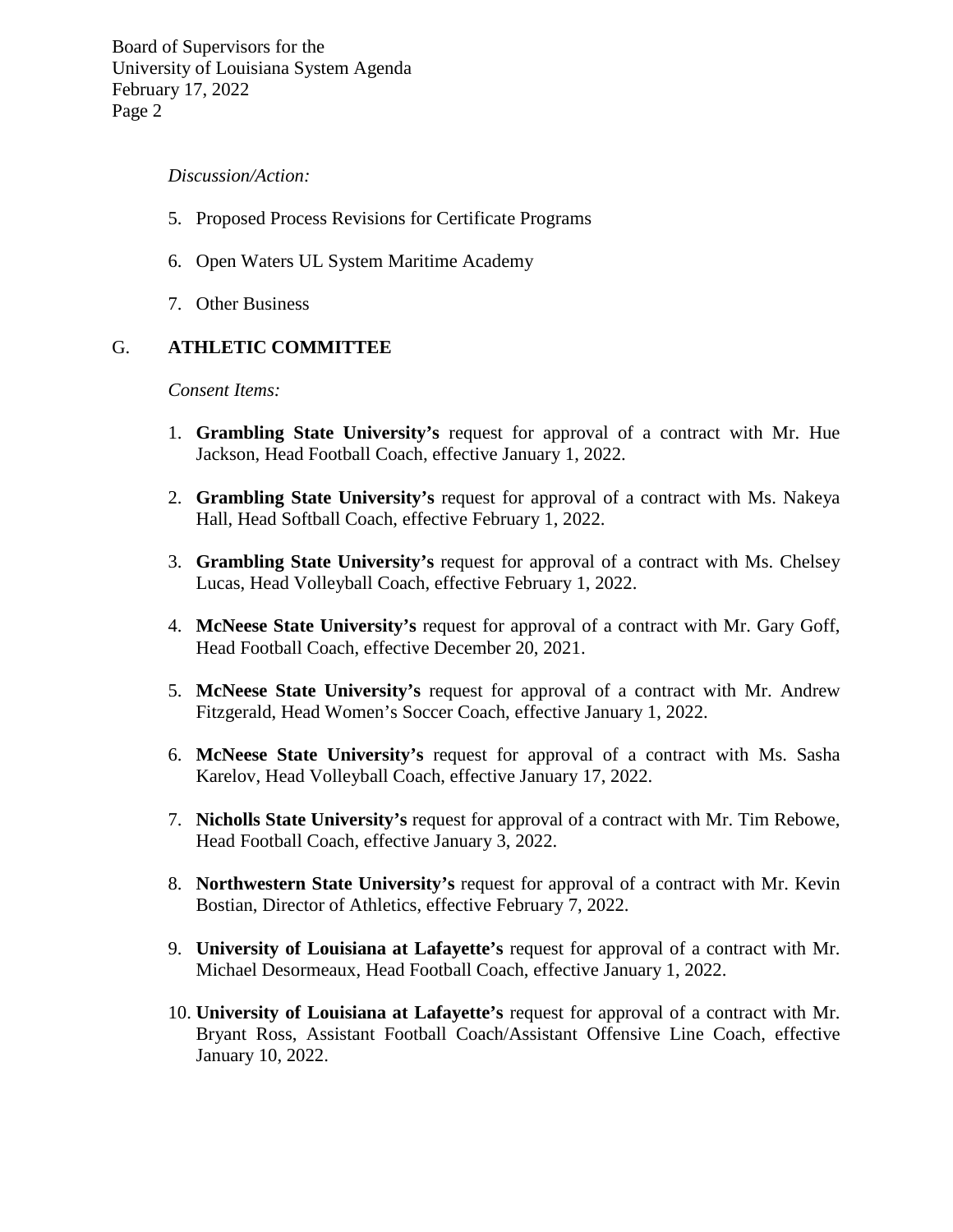*Discussion/Action:*

5. Proposed Process Revisions for Certificate Programs

6. Open Waters UL System Maritime Academy

7. Other Business

## G. ATHLETIC COMMITTEE

*Consent Items:*

1. **Grambling State University's** request for approval of a contract with Mr. Hue Jackson, Head Football Coach, effective January 1, 2022.

2. **Grambling State University's** request for approval of a contract with Ms. Nakeya Hall, Head Softball Coach, effective February 1, 2022.

3. **Grambling State University's** request for approval of a contract with Ms. Chelsey Lucas, Head Volleyball Coach, effective February 1, 2022.

4. **McNeese State University's** request for approval of a contract with Mr. Gary Goff, Head Football Coach, effective December 20, 2021.

5. **McNeese State University's** request for approval of a contract with Mr. Andrew Fitzgerald, Head Women's Soccer Coach, effective January 1, 2022.

6. **McNeese State University's** request for approval of a contract with Ms. Sasha Karelov, Head Volleyball Coach, effective January 17, 2022.

7. **Nicholls State University's** request for approval of a contract with Mr. Tim Rebowe, Head Football Coach, effective January 3, 2022.

8. **Northwestern State University's** request for approval of a contract with Mr. Kevin Bostian, Director of Athletics, effective February 7, 2022.

9. **University of Louisiana at Lafayette's** request for approval of a contract with Mr. Michael Desormeaux, Head Football Coach, effective January 1, 2022.

10. **University of Louisiana at Lafayette's** request for approval of a contract with Mr. Bryant Ross, Assistant Football Coach/Assistant Offensive Line Coach, effective January 10, 2022.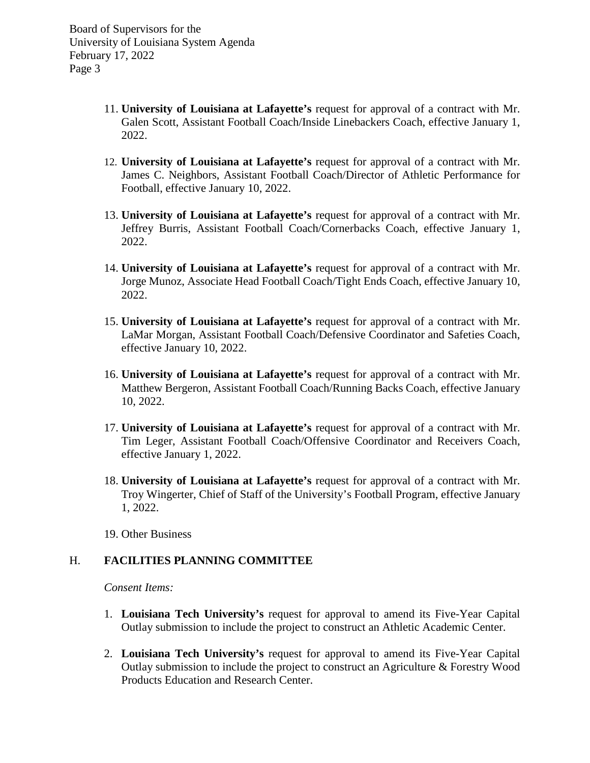11. **University of Louisiana at Lafayette's** request for approval of a contract with Mr. Galen Scott, Assistant Football Coach/Inside Linebackers Coach, effective January 1, 2022.

12. **University of Louisiana at Lafayette's** request for approval of a contract with Mr. James C. Neighbors, Assistant Football Coach/Director of Athletic Performance for Football, effective January 10, 2022.

13. **University of Louisiana at Lafayette's** request for approval of a contract with Mr. Jeffrey Burris, Assistant Football Coach/Cornerbacks Coach, effective January 1, 2022.

14. **University of Louisiana at Lafayette's** request for approval of a contract with Mr. Jorge Munoz, Associate Head Football Coach/Tight Ends Coach, effective January 10, 2022.

15. **University of Louisiana at Lafayette's** request for approval of a contract with Mr. LaMar Morgan, Assistant Football Coach/Defensive Coordinator and Safeties Coach, effective January 10, 2022.

16. **University of Louisiana at Lafayette's** request for approval of a contract with Mr. Matthew Bergeron, Assistant Football Coach/Running Backs Coach, effective January 10, 2022.

17. **University of Louisiana at Lafayette's** request for approval of a contract with Mr. Tim Leger, Assistant Football Coach/Offensive Coordinator and Receivers Coach, effective January 1, 2022.

18. **University of Louisiana at Lafayette's** request for approval of a contract with Mr. Troy Wingerter, Chief of Staff of the University's Football Program, effective January 1, 2022.

19. Other Business

## H. FACILITIES PLANNING COMMITTEE

*Consent Items:*

1. **Louisiana Tech University's** request for approval to amend its Five-Year Capital Outlay submission to include the project to construct an Athletic Academic Center.

2. **Louisiana Tech University's** request for approval to amend its Five-Year Capital Outlay submission to include the project to construct an Agriculture & Forestry Wood Products Education and Research Center.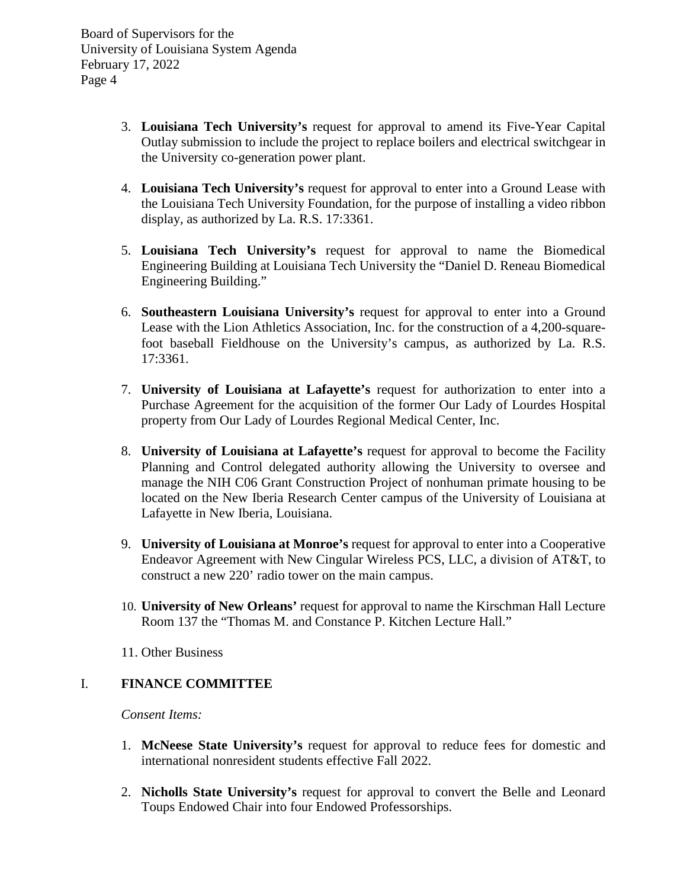3. **Louisiana Tech University's** request for approval to amend its Five-Year Capital Outlay submission to include the project to replace boilers and electrical switchgear in the University co-generation power plant.

4. **Louisiana Tech University's** request for approval to enter into a Ground Lease with the Louisiana Tech University Foundation, for the purpose of installing a video ribbon display, as authorized by La. R.S. 17:3361.

5. **Louisiana Tech University's** request for approval to name the Biomedical Engineering Building at Louisiana Tech University the "Daniel D. Reneau Biomedical Engineering Building."

6. **Southeastern Louisiana University's** request for approval to enter into a Ground Lease with the Lion Athletics Association, Inc. for the construction of a 4,200-square-foot baseball Fieldhouse on the University's campus, as authorized by La. R.S. 17:3361.

7. **University of Louisiana at Lafayette's** request for authorization to enter into a Purchase Agreement for the acquisition of the former Our Lady of Lourdes Hospital property from Our Lady of Lourdes Regional Medical Center, Inc.

8. **University of Louisiana at Lafayette's** request for approval to become the Facility Planning and Control delegated authority allowing the University to oversee and manage the NIH C06 Grant Construction Project of nonhuman primate housing to be located on the New Iberia Research Center campus of the University of Louisiana at Lafayette in New Iberia, Louisiana.

9. **University of Louisiana at Monroe's** request for approval to enter into a Cooperative Endeavor Agreement with New Cingular Wireless PCS, LLC, a division of AT&T, to construct a new 220' radio tower on the main campus.

10. **University of New Orleans'** request for approval to name the Kirschman Hall Lecture Room 137 the "Thomas M. and Constance P. Kitchen Lecture Hall."

11. Other Business

## I. FINANCE COMMITTEE

*Consent Items:*

1. **McNeese State University's** request for approval to reduce fees for domestic and international nonresident students effective Fall 2022.

2. **Nicholls State University's** request for approval to convert the Belle and Leonard Toups Endowed Chair into four Endowed Professorships.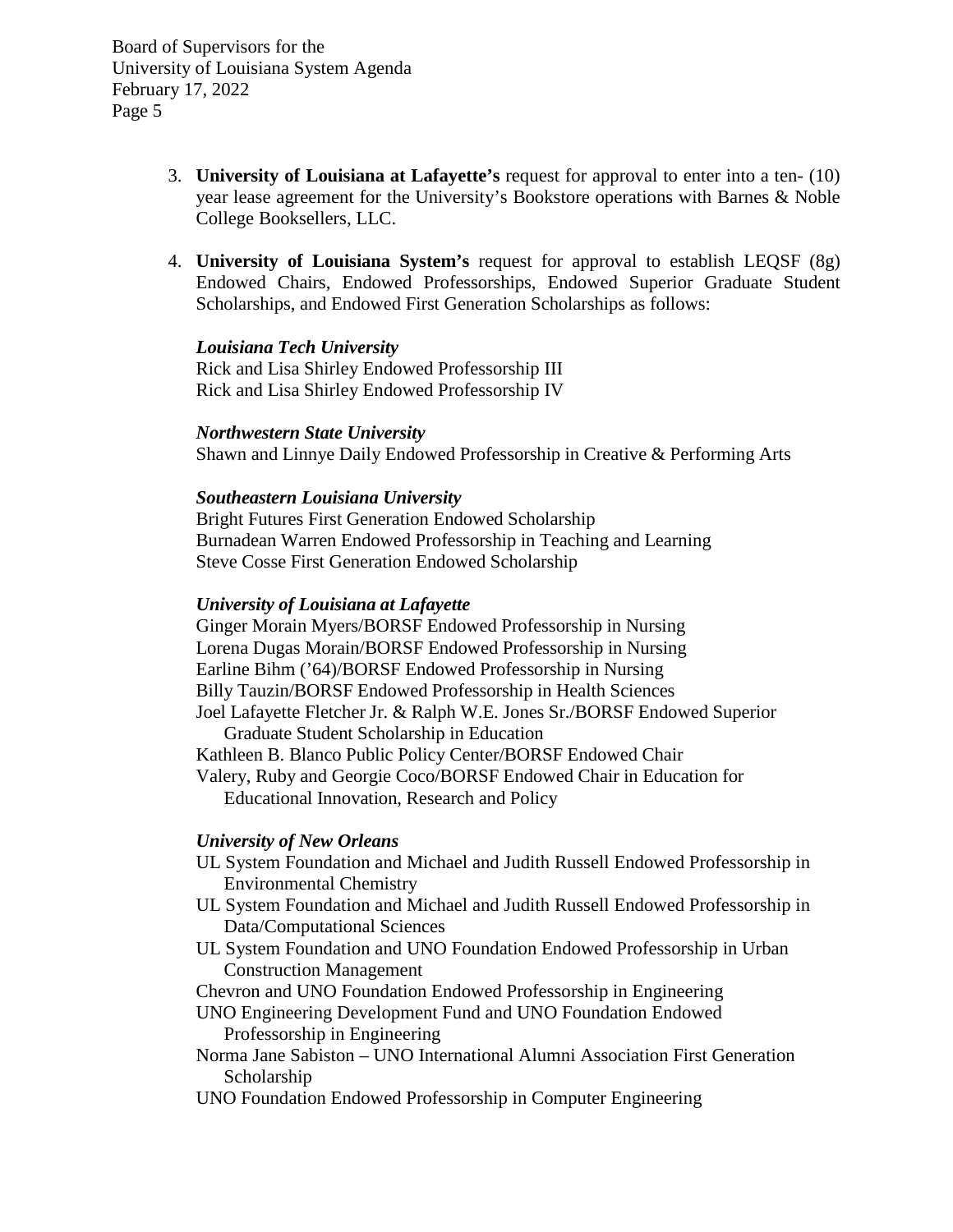3. **University of Louisiana at Lafayette's** request for approval to enter into a ten- (10) year lease agreement for the University's Bookstore operations with Barnes & Noble College Booksellers, LLC.

4. **University of Louisiana System's** request for approval to establish LEQSF (8g) Endowed Chairs, Endowed Professorships, Endowed Superior Graduate Student Scholarships, and Endowed First Generation Scholarships as follows:

   ***Louisiana Tech University***
   Rick and Lisa Shirley Endowed Professorship III
   Rick and Lisa Shirley Endowed Professorship IV

   ***Northwestern State University***
   Shawn and Linnye Daily Endowed Professorship in Creative & Performing Arts

   ***Southeastern Louisiana University***
   Bright Futures First Generation Endowed Scholarship
   Burnadean Warren Endowed Professorship in Teaching and Learning
   Steve Cosse First Generation Endowed Scholarship

   ***University of Louisiana at Lafayette***
   Ginger Morain Myers/BORSF Endowed Professorship in Nursing
   Lorena Dugas Morain/BORSF Endowed Professorship in Nursing
   Earline Bihm ('64)/BORSF Endowed Professorship in Nursing
   Billy Tauzin/BORSF Endowed Professorship in Health Sciences
   Joel Lafayette Fletcher Jr. & Ralph W.E. Jones Sr./BORSF Endowed Superior Graduate Student Scholarship in Education
   Kathleen B. Blanco Public Policy Center/BORSF Endowed Chair
   Valery, Ruby and Georgie Coco/BORSF Endowed Chair in Education for Educational Innovation, Research and Policy

   ***University of New Orleans***
   UL System Foundation and Michael and Judith Russell Endowed Professorship in Environmental Chemistry
   UL System Foundation and Michael and Judith Russell Endowed Professorship in Data/Computational Sciences
   UL System Foundation and UNO Foundation Endowed Professorship in Urban Construction Management
   Chevron and UNO Foundation Endowed Professorship in Engineering
   UNO Engineering Development Fund and UNO Foundation Endowed Professorship in Engineering
   Norma Jane Sabiston – UNO International Alumni Association First Generation Scholarship
   UNO Foundation Endowed Professorship in Computer Engineering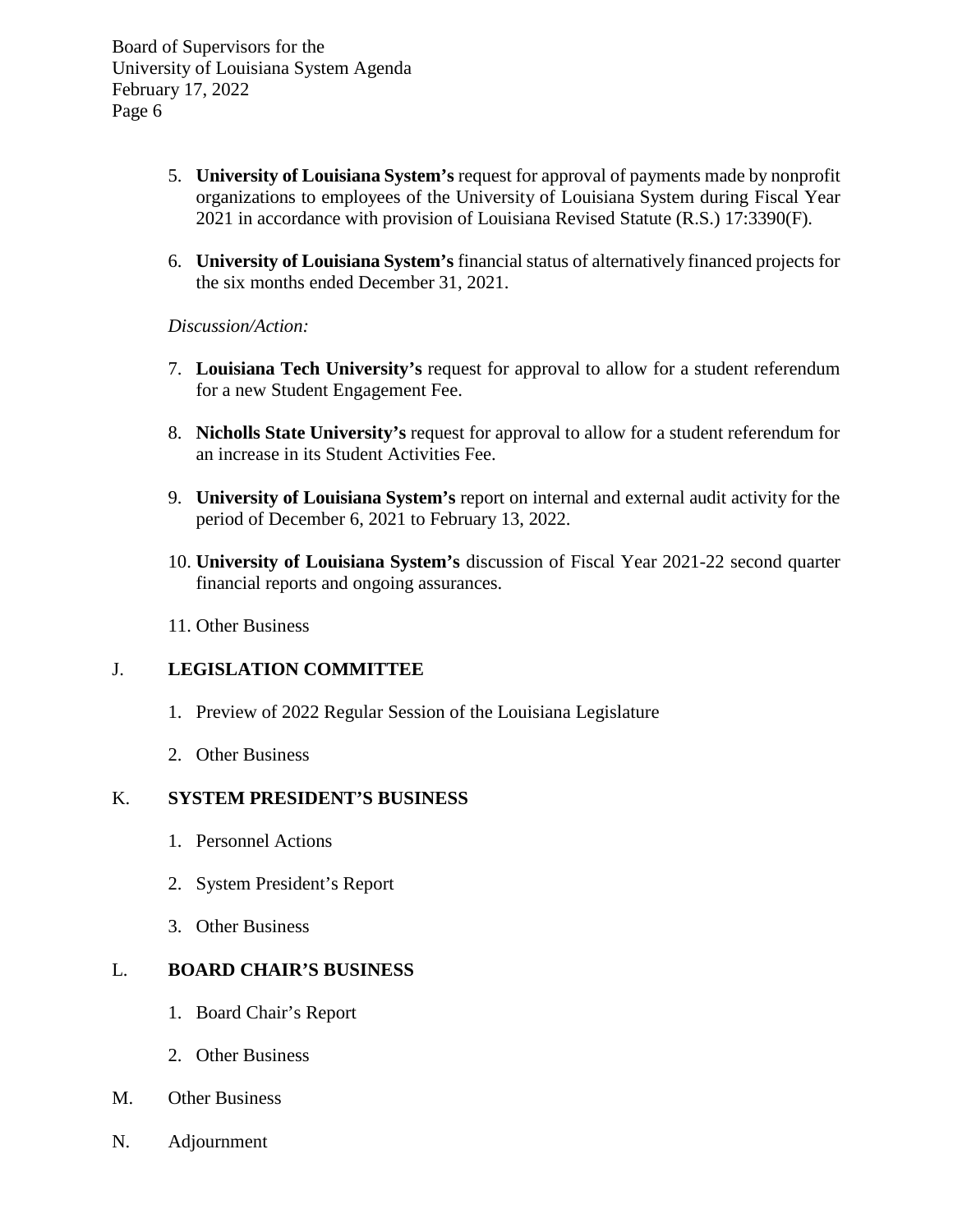5. **University of Louisiana System's** request for approval of payments made by nonprofit organizations to employees of the University of Louisiana System during Fiscal Year 2021 in accordance with provision of Louisiana Revised Statute (R.S.) 17:3390(F).

6. **University of Louisiana System's** financial status of alternatively financed projects for the six months ended December 31, 2021.

*Discussion/Action:*

7. **Louisiana Tech University's** request for approval to allow for a student referendum for a new Student Engagement Fee.

8. **Nicholls State University's** request for approval to allow for a student referendum for an increase in its Student Activities Fee.

9. **University of Louisiana System's** report on internal and external audit activity for the period of December 6, 2021 to February 13, 2022.

10. **University of Louisiana System's** discussion of Fiscal Year 2021-22 second quarter financial reports and ongoing assurances.

11. Other Business

J. **LEGISLATION COMMITTEE**

1. Preview of 2022 Regular Session of the Louisiana Legislature

2. Other Business

K. **SYSTEM PRESIDENT'S BUSINESS**

1. Personnel Actions

2. System President's Report

3. Other Business

L. **BOARD CHAIR'S BUSINESS**

1. Board Chair's Report

2. Other Business

M. Other Business

N. Adjournment